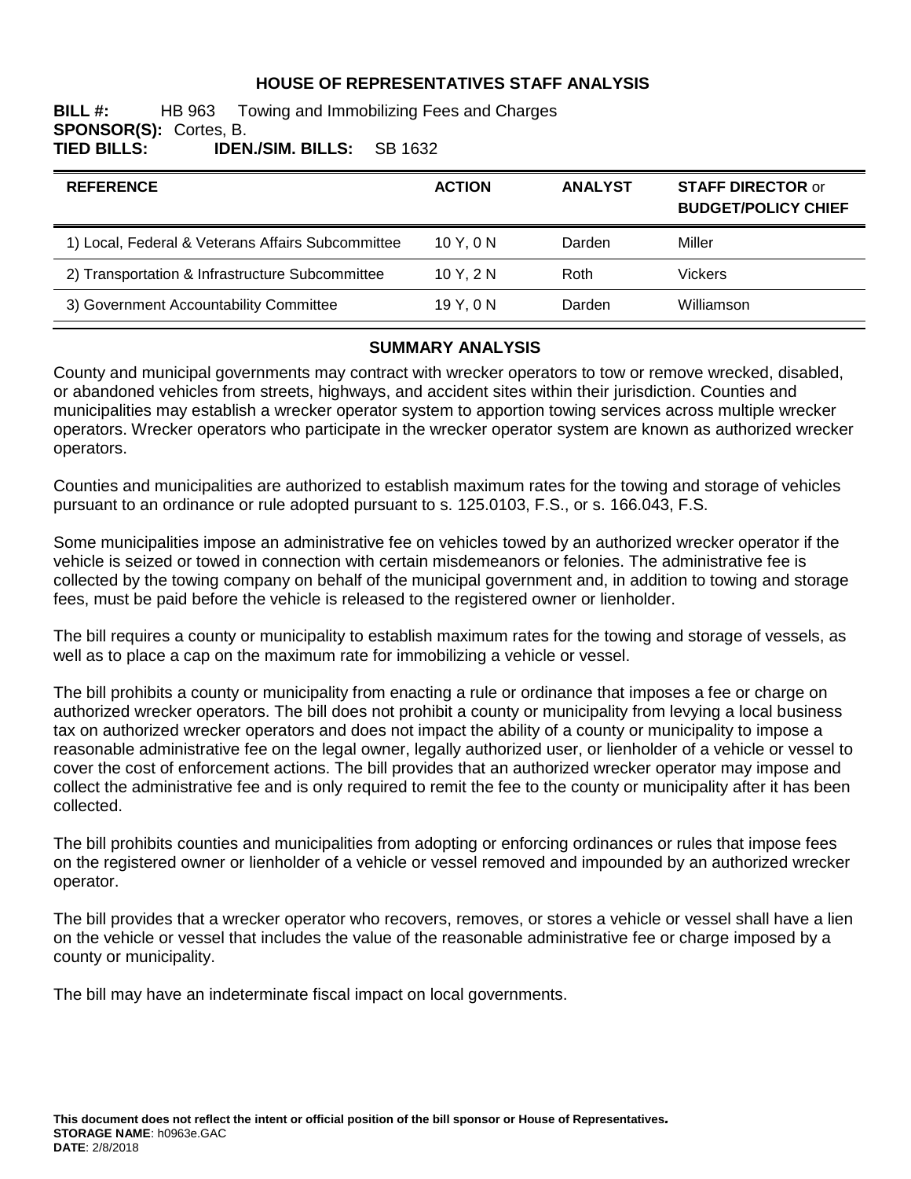# HOUSE OF REPRESENTATIVES STAFF ANALYSIS

**BILL #:** HB 963 Towing and Immobilizing Fees and Charges
**SPONSOR(S):** Cortes, B.
**TIED BILLS:** **IDEN./SIM. BILLS:** SB 1632

| REFERENCE | ACTION | ANALYST | STAFF DIRECTOR or BUDGET/POLICY CHIEF |
|---|---|---|---|
| 1) Local, Federal & Veterans Affairs Subcommittee | 10 Y, 0 N | Darden | Miller |
| 2) Transportation & Infrastructure Subcommittee | 10 Y, 2 N | Roth | Vickers |
| 3) Government Accountability Committee | 19 Y, 0 N | Darden | Williamson |

## SUMMARY ANALYSIS

County and municipal governments may contract with wrecker operators to tow or remove wrecked, disabled, or abandoned vehicles from streets, highways, and accident sites within their jurisdiction. Counties and municipalities may establish a wrecker operator system to apportion towing services across multiple wrecker operators. Wrecker operators who participate in the wrecker operator system are known as authorized wrecker operators.

Counties and municipalities are authorized to establish maximum rates for the towing and storage of vehicles pursuant to an ordinance or rule adopted pursuant to s. 125.0103, F.S., or s. 166.043, F.S.

Some municipalities impose an administrative fee on vehicles towed by an authorized wrecker operator if the vehicle is seized or towed in connection with certain misdemeanors or felonies. The administrative fee is collected by the towing company on behalf of the municipal government and, in addition to towing and storage fees, must be paid before the vehicle is released to the registered owner or lienholder.

The bill requires a county or municipality to establish maximum rates for the towing and storage of vessels, as well as to place a cap on the maximum rate for immobilizing a vehicle or vessel.

The bill prohibits a county or municipality from enacting a rule or ordinance that imposes a fee or charge on authorized wrecker operators. The bill does not prohibit a county or municipality from levying a local business tax on authorized wrecker operators and does not impact the ability of a county or municipality to impose a reasonable administrative fee on the legal owner, legally authorized user, or lienholder of a vehicle or vessel to cover the cost of enforcement actions. The bill provides that an authorized wrecker operator may impose and collect the administrative fee and is only required to remit the fee to the county or municipality after it has been collected.

The bill prohibits counties and municipalities from adopting or enforcing ordinances or rules that impose fees on the registered owner or lienholder of a vehicle or vessel removed and impounded by an authorized wrecker operator.

The bill provides that a wrecker operator who recovers, removes, or stores a vehicle or vessel shall have a lien on the vehicle or vessel that includes the value of the reasonable administrative fee or charge imposed by a county or municipality.

The bill may have an indeterminate fiscal impact on local governments.

**This document does not reflect the intent or official position of the bill sponsor or House of Representatives.**
**STORAGE NAME**: h0963e.GAC
**DATE**: 2/8/2018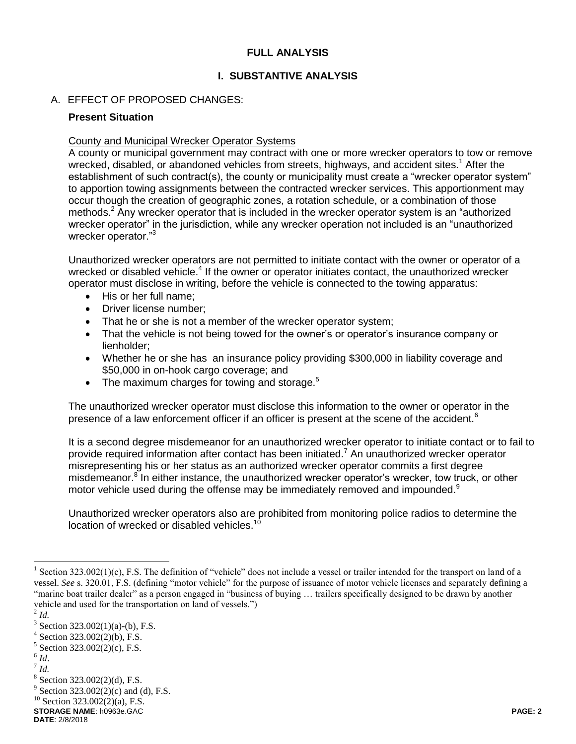## FULL ANALYSIS

## I. SUBSTANTIVE ANALYSIS

### A. EFFECT OF PROPOSED CHANGES:

**Present Situation**

County and Municipal Wrecker Operator Systems

A county or municipal government may contract with one or more wrecker operators to tow or remove wrecked, disabled, or abandoned vehicles from streets, highways, and accident sites.[1] After the establishment of such contract(s), the county or municipality must create a "wrecker operator system" to apportion towing assignments between the contracted wrecker services. This apportionment may occur though the creation of geographic zones, a rotation schedule, or a combination of those methods.[2] Any wrecker operator that is included in the wrecker operator system is an "authorized wrecker operator" in the jurisdiction, while any wrecker operation not included is an "unauthorized wrecker operator."[3]

Unauthorized wrecker operators are not permitted to initiate contact with the owner or operator of a wrecked or disabled vehicle.[4] If the owner or operator initiates contact, the unauthorized wrecker operator must disclose in writing, before the vehicle is connected to the towing apparatus:

- His or her full name;
- Driver license number;
- That he or she is not a member of the wrecker operator system;
- That the vehicle is not being towed for the owner's or operator's insurance company or lienholder;
- Whether he or she has an insurance policy providing $300,000 in liability coverage and $50,000 in on-hook cargo coverage; and
- The maximum charges for towing and storage.[5]

The unauthorized wrecker operator must disclose this information to the owner or operator in the presence of a law enforcement officer if an officer is present at the scene of the accident.[6]

It is a second degree misdemeanor for an unauthorized wrecker operator to initiate contact or to fail to provide required information after contact has been initiated.[7] An unauthorized wrecker operator misrepresenting his or her status as an authorized wrecker operator commits a first degree misdemeanor.[8] In either instance, the unauthorized wrecker operator's wrecker, tow truck, or other motor vehicle used during the offense may be immediately removed and impounded.[9]

Unauthorized wrecker operators also are prohibited from monitoring police radios to determine the location of wrecked or disabled vehicles.[10]

---

[1] Section 323.002(1)(c), F.S. The definition of "vehicle" does not include a vessel or trailer intended for the transport on land of a vessel. *See* s. 320.01, F.S. (defining "motor vehicle" for the purpose of issuance of motor vehicle licenses and separately defining a "marine boat trailer dealer" as a person engaged in "business of buying … trailers specifically designed to be drawn by another vehicle and used for the transportation on land of vessels.")

[2] *Id.*

[3] Section 323.002(1)(a)-(b), F.S.

[4] Section 323.002(2)(b), F.S.

[5] Section 323.002(2)(c), F.S.

[6] *Id*.

[7] *Id.*

[8] Section 323.002(2)(d), F.S.

[9] Section 323.002(2)(c) and (d), F.S.

[10] Section 323.002(2)(a), F.S.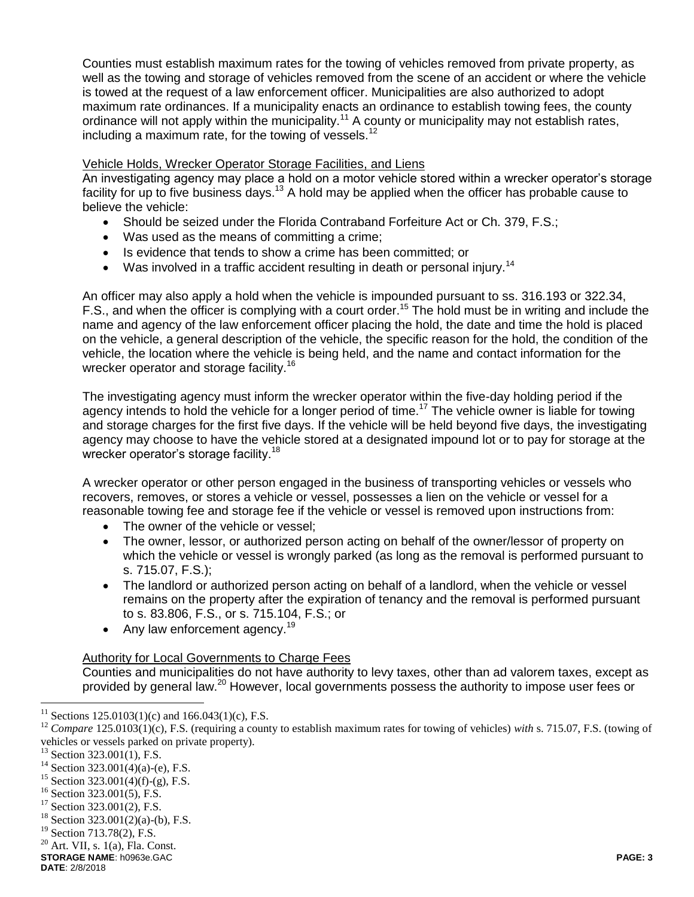Counties must establish maximum rates for the towing of vehicles removed from private property, as well as the towing and storage of vehicles removed from the scene of an accident or where the vehicle is towed at the request of a law enforcement officer. Municipalities are also authorized to adopt maximum rate ordinances. If a municipality enacts an ordinance to establish towing fees, the county ordinance will not apply within the municipality.[11] A county or municipality may not establish rates, including a maximum rate, for the towing of vessels.[12]

Vehicle Holds, Wrecker Operator Storage Facilities, and Liens

An investigating agency may place a hold on a motor vehicle stored within a wrecker operator's storage facility for up to five business days.[13] A hold may be applied when the officer has probable cause to believe the vehicle:

- Should be seized under the Florida Contraband Forfeiture Act or Ch. 379, F.S.;
- Was used as the means of committing a crime;
- Is evidence that tends to show a crime has been committed; or
- Was involved in a traffic accident resulting in death or personal injury.[14]

An officer may also apply a hold when the vehicle is impounded pursuant to ss. 316.193 or 322.34, F.S., and when the officer is complying with a court order.[15] The hold must be in writing and include the name and agency of the law enforcement officer placing the hold, the date and time the hold is placed on the vehicle, a general description of the vehicle, the specific reason for the hold, the condition of the vehicle, the location where the vehicle is being held, and the name and contact information for the wrecker operator and storage facility.[16]

The investigating agency must inform the wrecker operator within the five-day holding period if the agency intends to hold the vehicle for a longer period of time.[17] The vehicle owner is liable for towing and storage charges for the first five days. If the vehicle will be held beyond five days, the investigating agency may choose to have the vehicle stored at a designated impound lot or to pay for storage at the wrecker operator's storage facility.[18]

A wrecker operator or other person engaged in the business of transporting vehicles or vessels who recovers, removes, or stores a vehicle or vessel, possesses a lien on the vehicle or vessel for a reasonable towing fee and storage fee if the vehicle or vessel is removed upon instructions from:

- The owner of the vehicle or vessel;
- The owner, lessor, or authorized person acting on behalf of the owner/lessor of property on which the vehicle or vessel is wrongly parked (as long as the removal is performed pursuant to s. 715.07, F.S.);
- The landlord or authorized person acting on behalf of a landlord, when the vehicle or vessel remains on the property after the expiration of tenancy and the removal is performed pursuant to s. 83.806, F.S., or s. 715.104, F.S.; or
- Any law enforcement agency.[19]

Authority for Local Governments to Charge Fees

Counties and municipalities do not have authority to levy taxes, other than ad valorem taxes, except as provided by general law.[20] However, local governments possess the authority to impose user fees or

---

[11] Sections 125.0103(1)(c) and 166.043(1)(c), F.S.

[12] *Compare* 125.0103(1)(c), F.S. (requiring a county to establish maximum rates for towing of vehicles) *with* s. 715.07, F.S. (towing of vehicles or vessels parked on private property).

[13] Section 323.001(1), F.S.

[14] Section 323.001(4)(a)-(e), F.S.

[15] Section 323.001(4)(f)-(g), F.S.

[16] Section 323.001(5), F.S.

[17] Section 323.001(2), F.S.

[18] Section 323.001(2)(a)-(b), F.S.

[19] Section 713.78(2), F.S.

[20] Art. VII, s. 1(a), Fla. Const.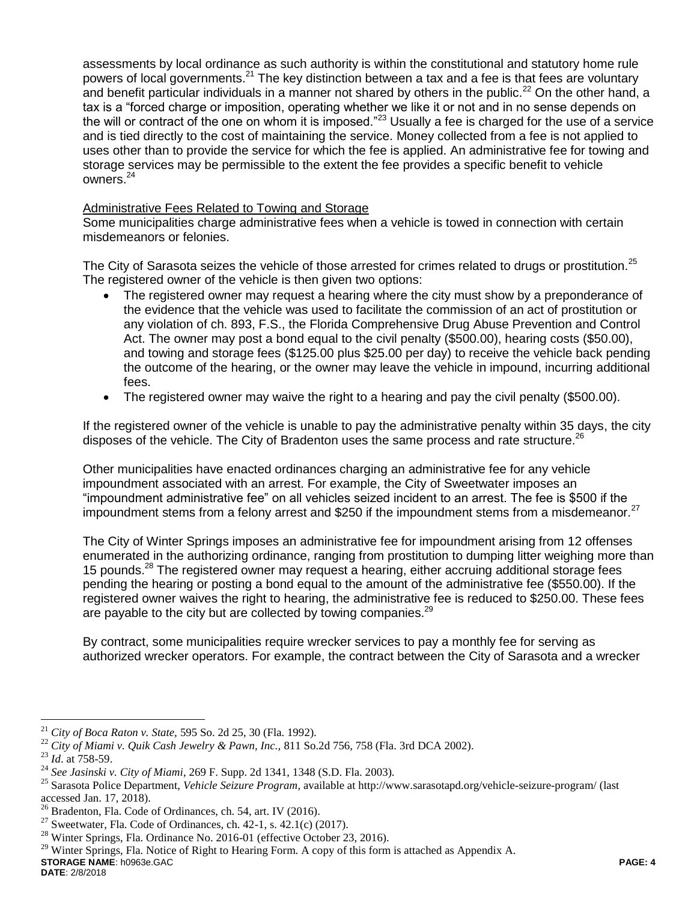assessments by local ordinance as such authority is within the constitutional and statutory home rule powers of local governments.[21] The key distinction between a tax and a fee is that fees are voluntary and benefit particular individuals in a manner not shared by others in the public.[22] On the other hand, a tax is a "forced charge or imposition, operating whether we like it or not and in no sense depends on the will or contract of the one on whom it is imposed."[23] Usually a fee is charged for the use of a service and is tied directly to the cost of maintaining the service. Money collected from a fee is not applied to uses other than to provide the service for which the fee is applied. An administrative fee for towing and storage services may be permissible to the extent the fee provides a specific benefit to vehicle owners.[24]

Administrative Fees Related to Towing and Storage

Some municipalities charge administrative fees when a vehicle is towed in connection with certain misdemeanors or felonies.

The City of Sarasota seizes the vehicle of those arrested for crimes related to drugs or prostitution.[25] The registered owner of the vehicle is then given two options:

- The registered owner may request a hearing where the city must show by a preponderance of the evidence that the vehicle was used to facilitate the commission of an act of prostitution or any violation of ch. 893, F.S., the Florida Comprehensive Drug Abuse Prevention and Control Act. The owner may post a bond equal to the civil penalty ($500.00), hearing costs ($50.00), and towing and storage fees ($125.00 plus $25.00 per day) to receive the vehicle back pending the outcome of the hearing, or the owner may leave the vehicle in impound, incurring additional fees.
- The registered owner may waive the right to a hearing and pay the civil penalty ($500.00).

If the registered owner of the vehicle is unable to pay the administrative penalty within 35 days, the city disposes of the vehicle. The City of Bradenton uses the same process and rate structure.[26]

Other municipalities have enacted ordinances charging an administrative fee for any vehicle impoundment associated with an arrest. For example, the City of Sweetwater imposes an "impoundment administrative fee" on all vehicles seized incident to an arrest. The fee is $500 if the impoundment stems from a felony arrest and $250 if the impoundment stems from a misdemeanor.[27]

The City of Winter Springs imposes an administrative fee for impoundment arising from 12 offenses enumerated in the authorizing ordinance, ranging from prostitution to dumping litter weighing more than 15 pounds.[28] The registered owner may request a hearing, either accruing additional storage fees pending the hearing or posting a bond equal to the amount of the administrative fee ($550.00). If the registered owner waives the right to hearing, the administrative fee is reduced to $250.00. These fees are payable to the city but are collected by towing companies.[29]

By contract, some municipalities require wrecker services to pay a monthly fee for serving as authorized wrecker operators. For example, the contract between the City of Sarasota and a wrecker

---

[21] *City of Boca Raton v. State*, 595 So. 2d 25, 30 (Fla. 1992).

[22] *City of Miami v. Quik Cash Jewelry & Pawn, Inc.*, 811 So.2d 756, 758 (Fla. 3rd DCA 2002).

[23] *Id*. at 758-59.

[24] *See Jasinski v. City of Miami*, 269 F. Supp. 2d 1341, 1348 (S.D. Fla. 2003).

[25] Sarasota Police Department, *Vehicle Seizure Program*, available at http://www.sarasotapd.org/vehicle-seizure-program/ (last accessed Jan. 17, 2018).

[26] Bradenton, Fla. Code of Ordinances, ch. 54, art. IV (2016).

[27] Sweetwater, Fla. Code of Ordinances, ch. 42-1, s. 42.1(c) (2017).

[28] Winter Springs, Fla. Ordinance No. 2016-01 (effective October 23, 2016).

[29] Winter Springs, Fla. Notice of Right to Hearing Form. A copy of this form is attached as Appendix A.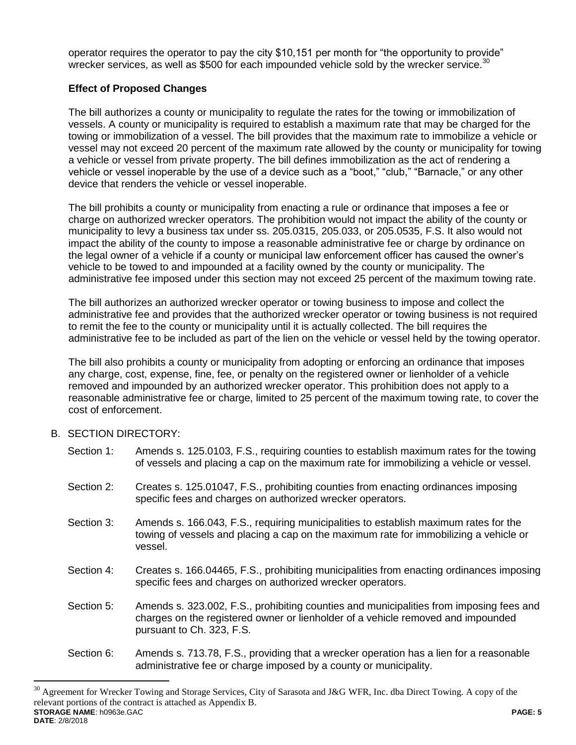operator requires the operator to pay the city $10,151 per month for "the opportunity to provide" wrecker services, as well as $500 for each impounded vehicle sold by the wrecker service.[30]

**Effect of Proposed Changes**

The bill authorizes a county or municipality to regulate the rates for the towing or immobilization of vessels. A county or municipality is required to establish a maximum rate that may be charged for the towing or immobilization of a vessel. The bill provides that the maximum rate to immobilize a vehicle or vessel may not exceed 20 percent of the maximum rate allowed by the county or municipality for towing a vehicle or vessel from private property. The bill defines immobilization as the act of rendering a vehicle or vessel inoperable by the use of a device such as a "boot," "club," "Barnacle," or any other device that renders the vehicle or vessel inoperable.

The bill prohibits a county or municipality from enacting a rule or ordinance that imposes a fee or charge on authorized wrecker operators. The prohibition would not impact the ability of the county or municipality to levy a business tax under ss. 205.0315, 205.033, or 205.0535, F.S. It also would not impact the ability of the county to impose a reasonable administrative fee or charge by ordinance on the legal owner of a vehicle if a county or municipal law enforcement officer has caused the owner's vehicle to be towed to and impounded at a facility owned by the county or municipality. The administrative fee imposed under this section may not exceed 25 percent of the maximum towing rate.

The bill authorizes an authorized wrecker operator or towing business to impose and collect the administrative fee and provides that the authorized wrecker operator or towing business is not required to remit the fee to the county or municipality until it is actually collected. The bill requires the administrative fee to be included as part of the lien on the vehicle or vessel held by the towing operator.

The bill also prohibits a county or municipality from adopting or enforcing an ordinance that imposes any charge, cost, expense, fine, fee, or penalty on the registered owner or lienholder of a vehicle removed and impounded by an authorized wrecker operator. This prohibition does not apply to a reasonable administrative fee or charge, limited to 25 percent of the maximum towing rate, to cover the cost of enforcement.

B. SECTION DIRECTORY:

Section 1: Amends s. 125.0103, F.S., requiring counties to establish maximum rates for the towing of vessels and placing a cap on the maximum rate for immobilizing a vehicle or vessel.

Section 2: Creates s. 125.01047, F.S., prohibiting counties from enacting ordinances imposing specific fees and charges on authorized wrecker operators.

Section 3: Amends s. 166.043, F.S., requiring municipalities to establish maximum rates for the towing of vessels and placing a cap on the maximum rate for immobilizing a vehicle or vessel.

Section 4: Creates s. 166.04465, F.S., prohibiting municipalities from enacting ordinances imposing specific fees and charges on authorized wrecker operators.

Section 5: Amends s. 323.002, F.S., prohibiting counties and municipalities from imposing fees and charges on the registered owner or lienholder of a vehicle removed and impounded pursuant to Ch. 323, F.S.

Section 6: Amends s. 713.78, F.S., providing that a wrecker operation has a lien for a reasonable administrative fee or charge imposed by a county or municipality.

[30] Agreement for Wrecker Towing and Storage Services, City of Sarasota and J&G WFR, Inc. dba Direct Towing. A copy of the relevant portions of the contract is attached as Appendix B.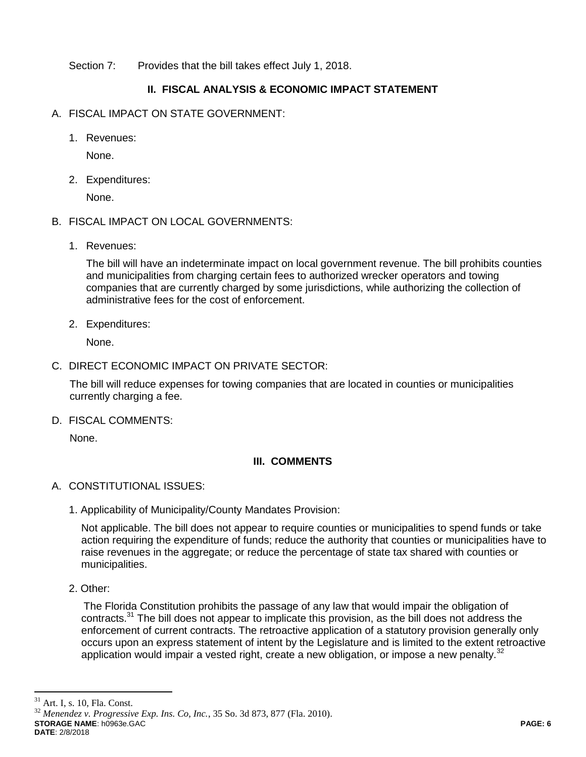Section 7: Provides that the bill takes effect July 1, 2018.

## II. FISCAL ANALYSIS & ECONOMIC IMPACT STATEMENT

A. FISCAL IMPACT ON STATE GOVERNMENT:

1. Revenues:

   None.

2. Expenditures:

   None.

B. FISCAL IMPACT ON LOCAL GOVERNMENTS:

1. Revenues:

   The bill will have an indeterminate impact on local government revenue. The bill prohibits counties and municipalities from charging certain fees to authorized wrecker operators and towing companies that are currently charged by some jurisdictions, while authorizing the collection of administrative fees for the cost of enforcement.

2. Expenditures:

   None.

C. DIRECT ECONOMIC IMPACT ON PRIVATE SECTOR:

The bill will reduce expenses for towing companies that are located in counties or municipalities currently charging a fee.

D. FISCAL COMMENTS:

None.

## III. COMMENTS

A. CONSTITUTIONAL ISSUES:

1. Applicability of Municipality/County Mandates Provision:

   Not applicable. The bill does not appear to require counties or municipalities to spend funds or take action requiring the expenditure of funds; reduce the authority that counties or municipalities have to raise revenues in the aggregate; or reduce the percentage of state tax shared with counties or municipalities.

2. Other:

   The Florida Constitution prohibits the passage of any law that would impair the obligation of contracts.[31] The bill does not appear to implicate this provision, as the bill does not address the enforcement of current contracts. The retroactive application of a statutory provision generally only occurs upon an express statement of intent by the Legislature and is limited to the extent retroactive application would impair a vested right, create a new obligation, or impose a new penalty.[32]

---

[31] Art. I, s. 10, Fla. Const.

[32] *Menendez v. Progressive Exp. Ins. Co, Inc.*, 35 So. 3d 873, 877 (Fla. 2010).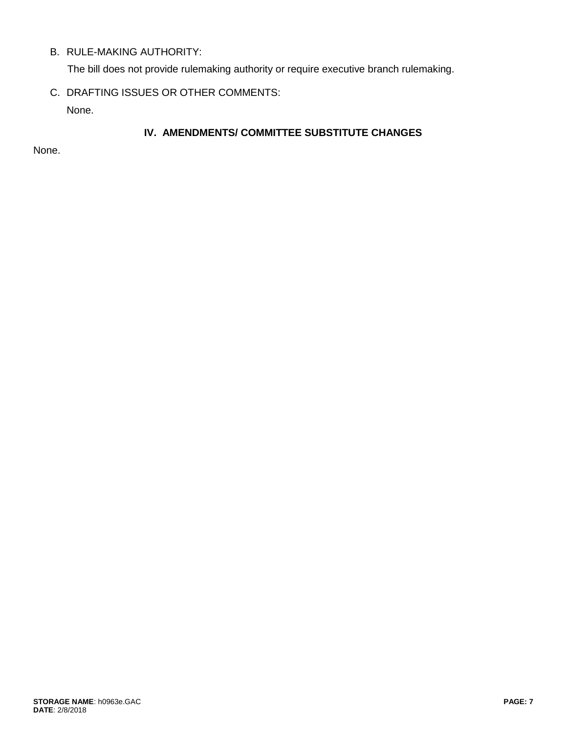B. RULE-MAKING AUTHORITY:

The bill does not provide rulemaking authority or require executive branch rulemaking.

C. DRAFTING ISSUES OR OTHER COMMENTS:

None.

## IV. AMENDMENTS/ COMMITTEE SUBSTITUTE CHANGES

None.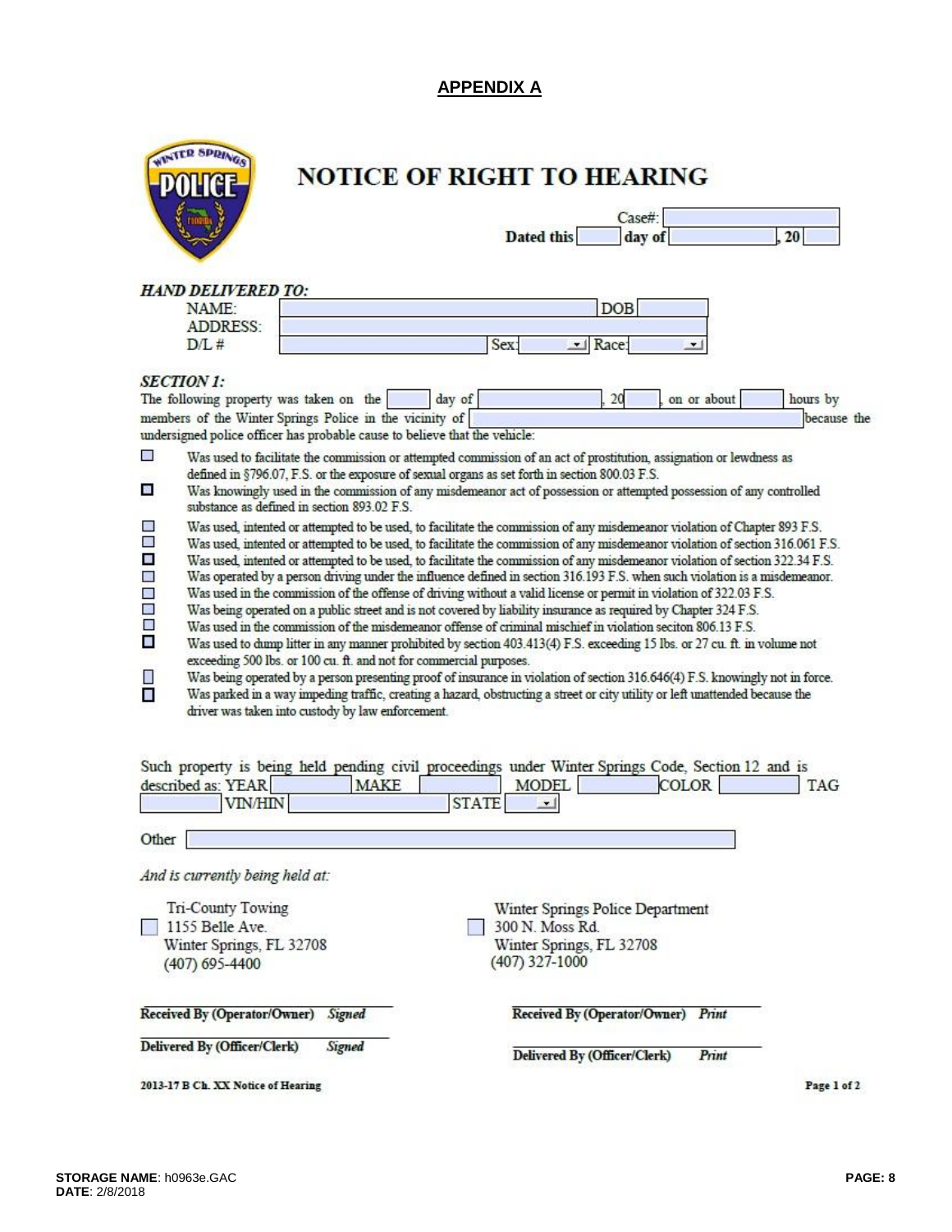## APPENDIX A

# NOTICE OF RIGHT TO HEARING

Case#: \_\_\_\_\_\_\_\_

Dated this \_\_\_\_ day of \_\_\_\_\_\_\_\_, 20 \_\_\_\_

***HAND DELIVERED TO:***

NAME: \_\_\_\_\_\_\_\_ DOB \_\_\_\_\_\_\_\_

ADDRESS: \_\_\_\_\_\_\_\_

D/L # \_\_\_\_\_\_\_\_ Sex: \_\_\_\_ Race: \_\_\_\_

***SECTION 1:***

The following property was taken on the \_\_\_\_ day of \_\_\_\_\_\_\_\_, 20 \_\_\_\_, on or about \_\_\_\_ hours by members of the Winter Springs Police in the vicinity of \_\_\_\_\_\_\_\_ because the undersigned police officer has probable cause to believe that the vehicle:

- ☐ Was used to facilitate the commission or attempted commission of an act of prostitution, assignation or lewdness as defined in §796.07, F.S. or the exposure of sexual organs as set forth in section 800.03 F.S.
- ☐ Was knowingly used in the commission of any misdemeanor act of possession or attempted possession of any controlled substance as defined in section 893.02 F.S.
- ☐ Was used, intented or attempted to be used, to facilitate the commission of any misdemeanor violation of Chapter 893 F.S.
- ☐ Was used, intented or attempted to be used, to facilitate the commission of any misdemeanor violation of section 316.061 F.S.
- ☐ Was used, intented or attempted to be used, to facilitate the commission of any misdemeanor violation of section 322.34 F.S.
- ☐ Was operated by a person driving under the influence defined in section 316.193 F.S. when such violation is a misdemeanor.
- ☐ Was used in the commission of the offense of driving without a valid license or permit in violation of 322.03 F.S.
- ☐ Was being operated on a public street and is not covered by liability insurance as required by Chapter 324 F.S.
- ☐ Was used in the commission of the misdemeanor offense of criminal mischief in violation seciton 806.13 F.S.
- ☐ Was used to dump litter in any manner prohibited by section 403.413(4) F.S. exceeding 15 lbs. or 27 cu. ft. in volume not exceeding 500 lbs. or 100 cu. ft. and not for commercial purposes.
- ☐ Was being operated by a person presenting proof of insurance in violation of section 316.646(4) F.S. knowingly not in force.
- ☐ Was parked in a way impeding traffic, creating a hazard, obstructing a street or city utility or left unattended because the driver was taken into custody by law enforcement.

Such property is being held pending civil proceedings under Winter Springs Code, Section 12 and is described as: YEAR \_\_\_\_ MAKE \_\_\_\_ MODEL \_\_\_\_ COLOR \_\_\_\_ TAG \_\_\_\_ VIN/HIN \_\_\_\_ STATE \_\_\_\_

Other \_\_\_\_\_\_\_\_

*And is currently being held at:*

☐ Tri-County Towing
1155 Belle Ave.
Winter Springs, FL 32708
(407) 695-4400

☐ Winter Springs Police Department
300 N. Moss Rd.
Winter Springs, FL 32708
(407) 327-1000

\_\_\_\_\_\_\_\_\_\_\_\_\_\_\_\_
**Received By (Operator/Owner)** ***Signed***

\_\_\_\_\_\_\_\_\_\_\_\_\_\_\_\_
**Received By (Operator/Owner)** ***Print***

\_\_\_\_\_\_\_\_\_\_\_\_\_\_\_\_
**Delivered By (Officer/Clerk)** ***Signed***

\_\_\_\_\_\_\_\_\_\_\_\_\_\_\_\_
**Delivered By (Officer/Clerk)** ***Print***

**2013-17 B Ch. XX Notice of Hearing**

**Page 1 of 2**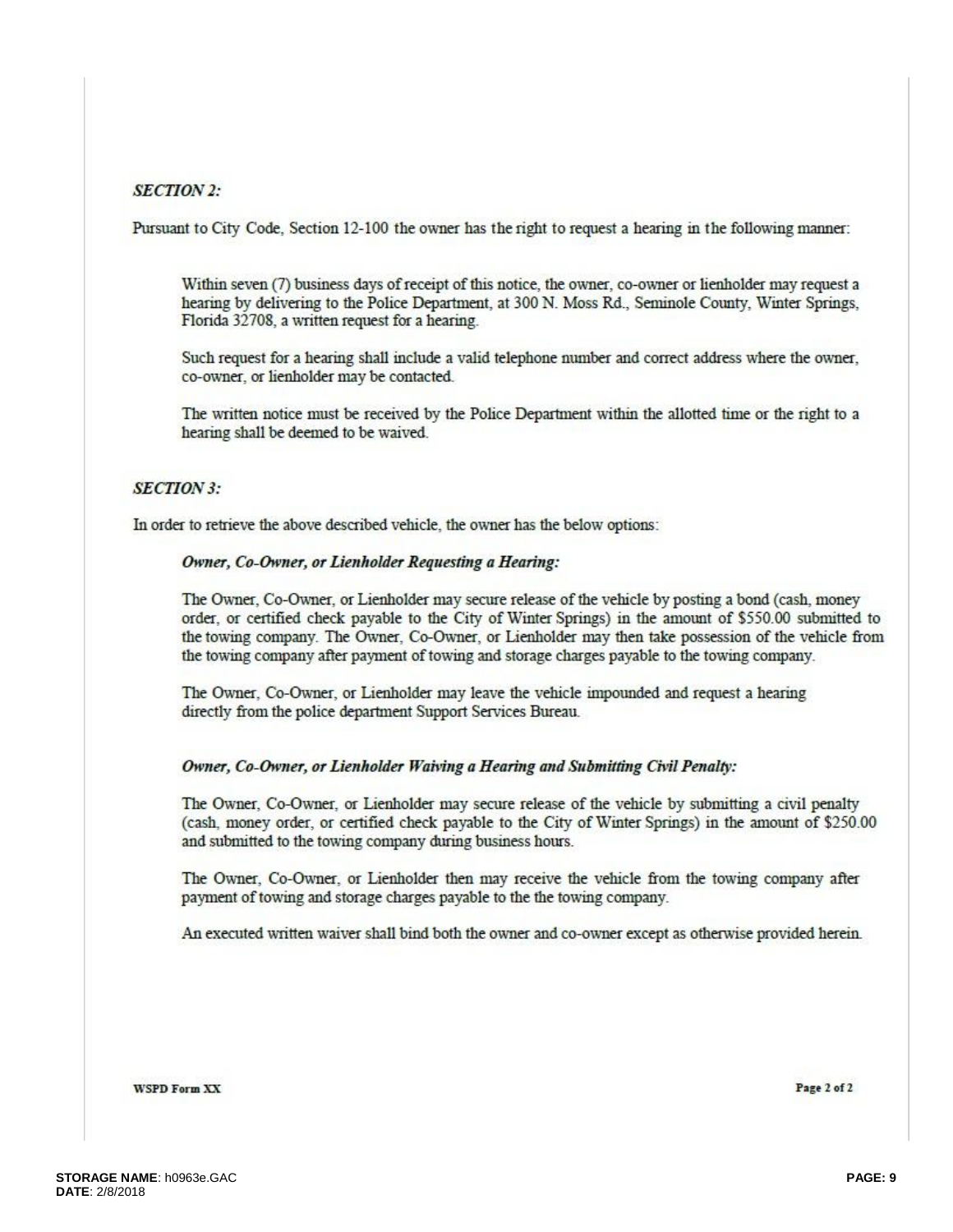***SECTION 2:***

Pursuant to City Code, Section 12-100 the owner has the right to request a hearing in the following manner:

Within seven (7) business days of receipt of this notice, the owner, co-owner or lienholder may request a hearing by delivering to the Police Department, at 300 N. Moss Rd., Seminole County, Winter Springs, Florida 32708, a written request for a hearing.

Such request for a hearing shall include a valid telephone number and correct address where the owner, co-owner, or lienholder may be contacted.

The written notice must be received by the Police Department within the allotted time or the right to a hearing shall be deemed to be waived.

***SECTION 3:***

In order to retrieve the above described vehicle, the owner has the below options:

***Owner, Co-Owner, or Lienholder Requesting a Hearing:***

The Owner, Co-Owner, or Lienholder may secure release of the vehicle by posting a bond (cash, money order, or certified check payable to the City of Winter Springs) in the amount of $550.00 submitted to the towing company. The Owner, Co-Owner, or Lienholder may then take possession of the vehicle from the towing company after payment of towing and storage charges payable to the towing company.

The Owner, Co-Owner, or Lienholder may leave the vehicle impounded and request a hearing directly from the police department Support Services Bureau.

***Owner, Co-Owner, or Lienholder Waiving a Hearing and Submitting Civil Penalty:***

The Owner, Co-Owner, or Lienholder may secure release of the vehicle by submitting a civil penalty (cash, money order, or certified check payable to the City of Winter Springs) in the amount of $250.00 and submitted to the towing company during business hours.

The Owner, Co-Owner, or Lienholder then may receive the vehicle from the towing company after payment of towing and storage charges payable to the the towing company.

An executed written waiver shall bind both the owner and co-owner except as otherwise provided herein.

**WSPD Form XX**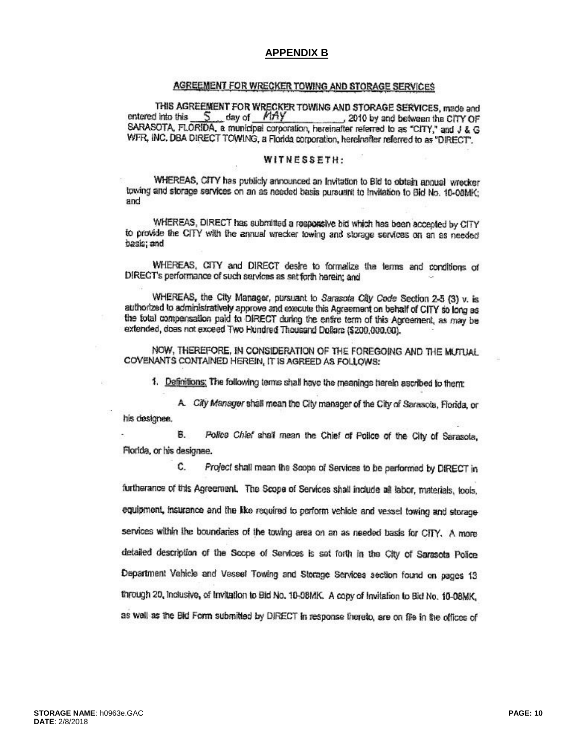## APPENDIX B

### AGREEMENT FOR WRECKER TOWING AND STORAGE SERVICES

THIS AGREEMENT FOR WRECKER TOWING AND STORAGE SERVICES, made and entered into this 5 day of MAY, 2010 by and between the CITY OF SARASOTA, FLORIDA, a municipal corporation, hereinafter referred to as "CITY," and J & G WFR, INC. DBA DIRECT TOWING, a Florida corporation, hereinafter referred to as "DIRECT".

**WITNESSETH:**

WHEREAS, CITY has publicly announced an Invitation to Bid to obtain annual wrecker towing and storage services on an as needed basis pursuant to Invitation to Bid No. 10-08MK; and

WHEREAS, DIRECT has submitted a responsive bid which has been accepted by CITY to provide the CITY with the annual wrecker towing and storage services on an as needed basis; and

WHEREAS, CITY and DIRECT desire to formalize the terms and conditions of DIRECT's performance of such services as set forth herein; and

WHEREAS, the City Manager, pursuant to *Sarasota City Code* Section 2-5 (3) v. is authorized to administratively approve and execute this Agreement on behalf of CITY so long as the total compensation paid to DIRECT during the entire term of this Agreement, as may be extended, does not exceed Two Hundred Thousand Dollars ($200,000.00).

NOW, THEREFORE, IN CONSIDERATION OF THE FOREGOING AND THE MUTUAL COVENANTS CONTAINED HEREIN, IT IS AGREED AS FOLLOWS:

1. Definitions: The following terms shall have the meanings herein ascribed to them:

   A. *City Manager* shall mean the City manager of the City of Sarasota, Florida, or his designee.

   B. *Police Chief* shall mean the Chief of Police of the City of Sarasota, Florida, or his designee.

   C. *Project* shall mean the Scope of Services to be performed by DIRECT in furtherance of this Agreement. The Scope of Services shall include all labor, materials, tools, equipment, insurance and the like required to perform vehicle and vessel towing and storage services within the boundaries of the towing area on an as needed basis for CITY. A more detailed description of the Scope of Services is set forth in the City of Sarasota Police Department Vehicle and Vessel Towing and Storage Services section found on pages 13 through 20, inclusive, of Invitation to Bid No. 10-08MK. A copy of Invitation to Bid No. 10-08MK, as well as the Bid Form submitted by DIRECT in response thereto, are on file in the offices of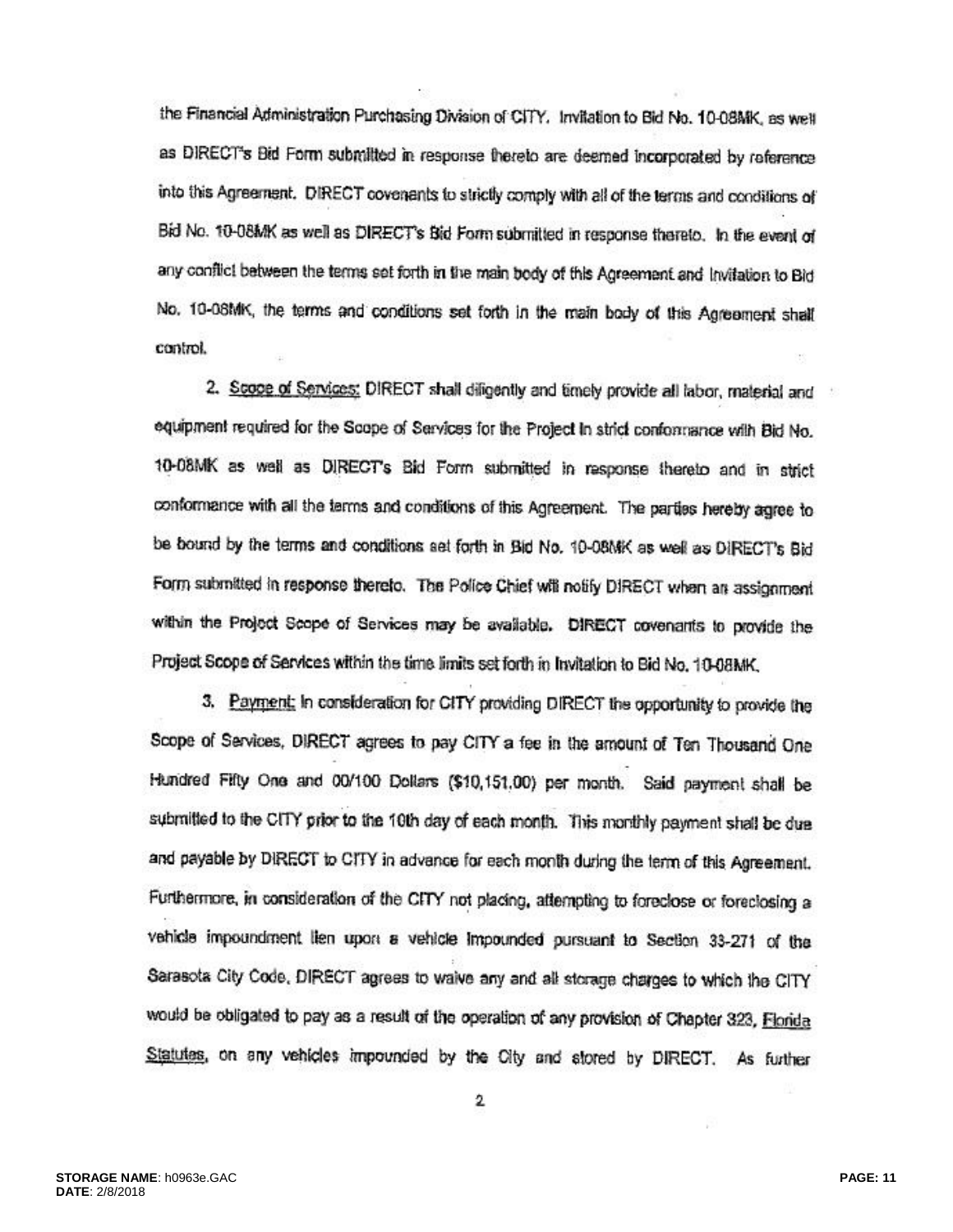the Financial Administration Purchasing Division of CITY. Invitation to Bid No. 10-08MK, as well as DIRECT's Bid Form submitted in response thereto are deemed incorporated by reference into this Agreement. DIRECT covenants to strictly comply with all of the terms and conditions of Bid No. 10-08MK as well as DIRECT's Bid Form submitted in response thereto. In the event of any conflict between the terms set forth in the main body of this Agreement and Invitation to Bid No. 10-08MK, the terms and conditions set forth in the main body of this Agreement shall control.

2. Scope of Services: DIRECT shall diligently and timely provide all labor, material and equipment required for the Scope of Services for the Project in strict conformance with Bid No. 10-08MK as well as DIRECT's Bid Form submitted in response thereto and in strict conformance with all the terms and conditions of this Agreement. The parties hereby agree to be bound by the terms and conditions set forth in Bid No. 10-08MK as well as DIRECT's Bid Form submitted in response thereto. The Police Chief will notify DIRECT when an assignment within the Project Scope of Services may be available. DIRECT covenants to provide the Project Scope of Services within the time limits set forth in Invitation to Bid No. 10-08MK.

3. Payment: In consideration for CITY providing DIRECT the opportunity to provide the Scope of Services, DIRECT agrees to pay CITY a fee in the amount of Ten Thousand One Hundred Fifty One and 00/100 Dollars ($10,151.00) per month. Said payment shall be submitted to the CITY prior to the 10th day of each month. This monthly payment shall be due and payable by DIRECT to CITY in advance for each month during the term of this Agreement. Furthermore, in consideration of the CITY not placing, attempting to foreclose or foreclosing a vehicle impoundment lien upon a vehicle impounded pursuant to Section 33-271 of the Sarasota City Code, DIRECT agrees to waive any and all storage charges to which the CITY would be obligated to pay as a result of the operation of any provision of Chapter 323, Florida Statutes, on any vehicles impounded by the City and stored by DIRECT. As further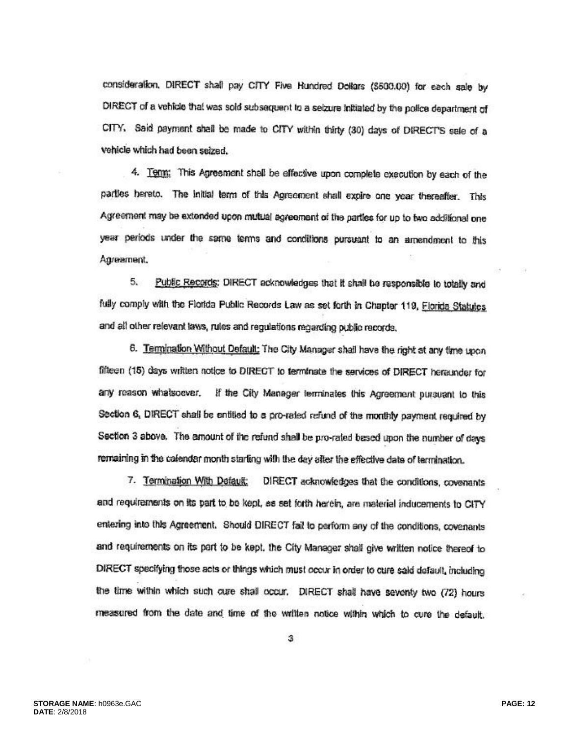consideration, DIRECT shall pay CITY Five Hundred Dollars ($500.00) for each sale by DIRECT of a vehicle that was sold subsequent to a seizure initiated by the police department of CITY. Said payment shall be made to CITY within thirty (30) days of DIRECT'S sale of a vehicle which had been seized.

4. Term: This Agreement shall be effective upon complete execution by each of the parties hereto. The initial term of this Agreement shall expire one year thereafter. This Agreement may be extended upon mutual agreement of the parties for up to two additional one year periods under the same terms and conditions pursuant to an amendment to this Agreement.

5. Public Records: DIRECT acknowledges that it shall be responsible to totally and fully comply with the Florida Public Records Law as set forth in Chapter 119, Florida Statutes and all other relevant laws, rules and regulations regarding public records.

6. Termination Without Default: The City Manager shall have the right at any time upon fifteen (15) days written notice to DIRECT to terminate the services of DIRECT hereunder for any reason whatsoever. If the City Manager terminates this Agreement pursuant to this Section 6, DIRECT shall be entitled to a pro-rated refund of the monthly payment required by Section 3 above. The amount of the refund shall be pro-rated based upon the number of days remaining in the calendar month starting with the day after the effective date of termination.

7. Termination With Default: DIRECT acknowledges that the conditions, covenants and requirements on its part to be kept, as set forth herein, are material inducements to CITY entering into this Agreement. Should DIRECT fail to perform any of the conditions, covenants and requirements on its part to be kept, the City Manager shall give written notice thereof to DIRECT specifying those acts or things which must occur in order to cure said default, including the time within which such cure shall occur. DIRECT shall have seventy two (72) hours measured from the date and time of the written notice within which to cure the default.

**STORAGE NAME**: h0963e.GAC
**DATE**: 2/8/2018